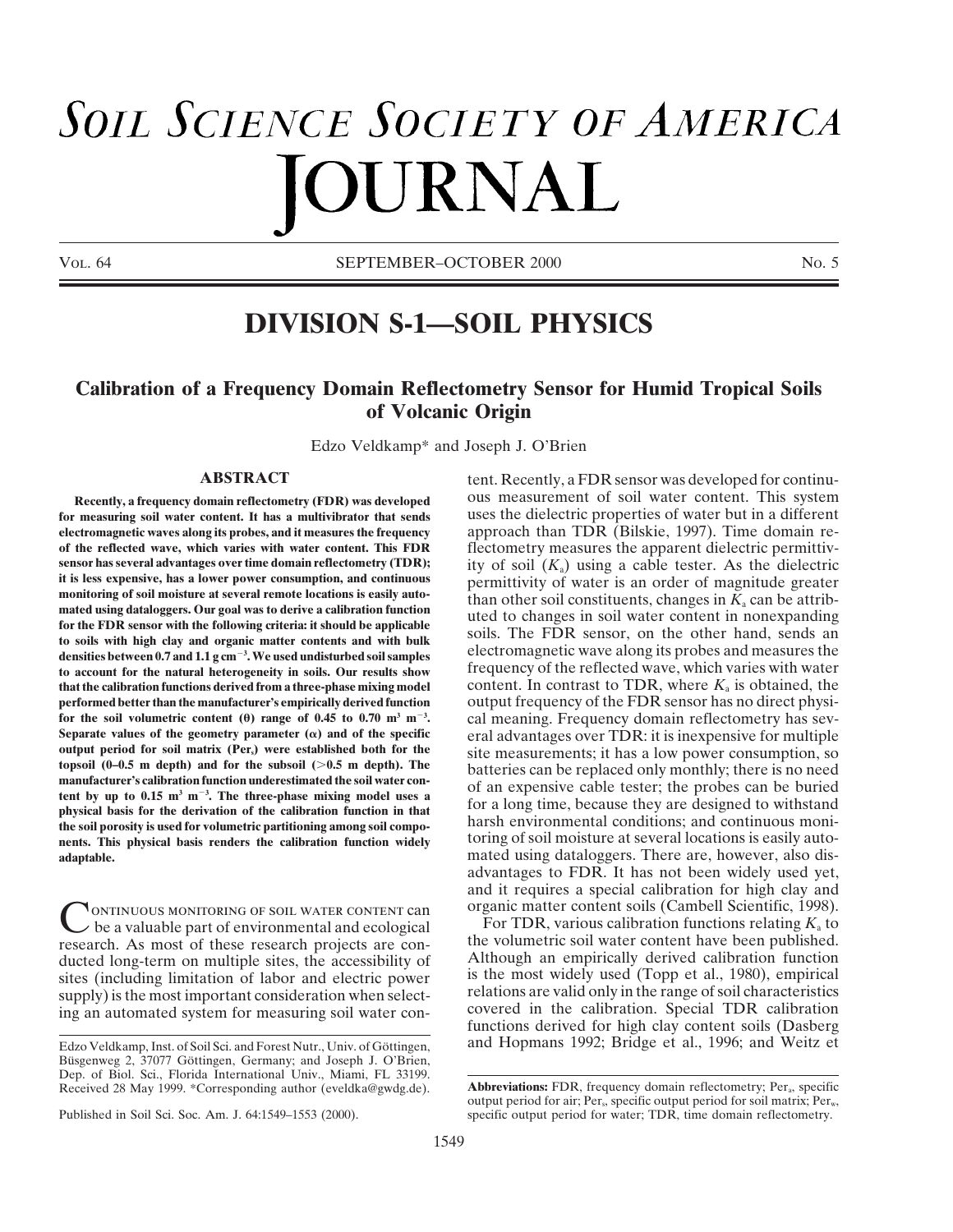# Soil Science Society of America Journal

# DIVISION S-1—SOIL PHYSICS

## Calibration of a Frequency Domain Reflectometry Sensor for Humid Tropical Soils of Volcanic Origin

Edzo Veldkamp* and Joseph J. O'Brien

### ABSTRACT

**Recently, a frequency domain reflectometry (FDR) was developed for measuring soil water content. It has a multivibrator that sends electromagnetic waves along its probes, and it measures the frequency of the reflected wave, which varies with water content. This FDR sensor has several advantages over time domain reflectometry (TDR); it is less expensive, has a lower power consumption, and continuous monitoring of soil moisture at several remote locations is easily automated using dataloggers. Our goal was to derive a calibration function for the FDR sensor with the following criteria: it should be applicable to soils with high clay and organic matter contents and with bulk densities between 0.7 and 1.1 g cm$^{-3}$. We used undisturbed soil samples to account for the natural heterogeneity in soils. Our results show that the calibration functions derived from a three-phase mixing model performed better than the manufacturer's empirically derived function for the soil volumetric content (θ) range of 0.45 to 0.70 m$^3$ m$^{-3}$. Separate values of the geometry parameter (α) and of the specific output period for soil matrix (Per$_s$) were established both for the topsoil (0–0.5 m depth) and for the subsoil (>0.5 m depth). The manufacturer's calibration function underestimated the soil water content by up to 0.15 m$^3$ m$^{-3}$. The three-phase mixing model uses a physical basis for the derivation of the calibration function in that the soil porosity is used for volumetric partitioning among soil components. This physical basis renders the calibration function widely adaptable.**

Continuous monitoring of soil water content can be a valuable part of environmental and ecological research. As most of these research projects are conducted long-term on multiple sites, the accessibility of sites (including limitation of labor and electric power supply) is the most important consideration when selecting an automated system for measuring soil water content. Recently, a FDR sensor was developed for continuous measurement of soil water content. This system uses the dielectric properties of water but in a different approach than TDR (Bilskie, 1997). Time domain reflectometry measures the apparent dielectric permittivity of soil ($K_a$) using a cable tester. As the dielectric permittivity of water is an order of magnitude greater than other soil constituents, changes in $K_a$ can be attributed to changes in soil water content in nonexpanding soils. The FDR sensor, on the other hand, sends an electromagnetic wave along its probes and measures the frequency of the reflected wave, which varies with water content. In contrast to TDR, where $K_a$ is obtained, the output frequency of the FDR sensor has no direct physical meaning. Frequency domain reflectometry has several advantages over TDR: it is inexpensive for multiple site measurements; it has a low power consumption, so batteries can be replaced only monthly; there is no need of an expensive cable tester; the probes can be buried for a long time, because they are designed to withstand harsh environmental conditions; and continuous monitoring of soil moisture at several locations is easily automated using dataloggers. There are, however, also disadvantages to FDR. It has not been widely used yet, and it requires a special calibration for high clay and organic matter content soils (Cambell Scientific, 1998).

For TDR, various calibration functions relating $K_a$ to the volumetric soil water content have been published. Although an empirically derived calibration function is the most widely used (Topp et al., 1980), empirical relations are valid only in the range of soil characteristics covered in the calibration. Special TDR calibration functions derived for high clay content soils (Dasberg and Hopmans 1992; Bridge et al., 1996; and Weitz et

Edzo Veldkamp, Inst. of Soil Sci. and Forest Nutr., Univ. of Göttingen, Büsgenweg 2, 37077 Göttingen, Germany; and Joseph J. O'Brien, Dep. of Biol. Sci., Florida International Univ., Miami, FL 33199. Received 28 May 1999. *Corresponding author (eveldka@gwdg.de).

Published in Soil Sci. Soc. Am. J. 64:1549–1553 (2000).

**Abbreviations:** FDR, frequency domain reflectometry; Per$_a$, specific output period for air; Per$_s$, specific output period for soil matrix; Per$_w$, specific output period for water; TDR, time domain reflectometry.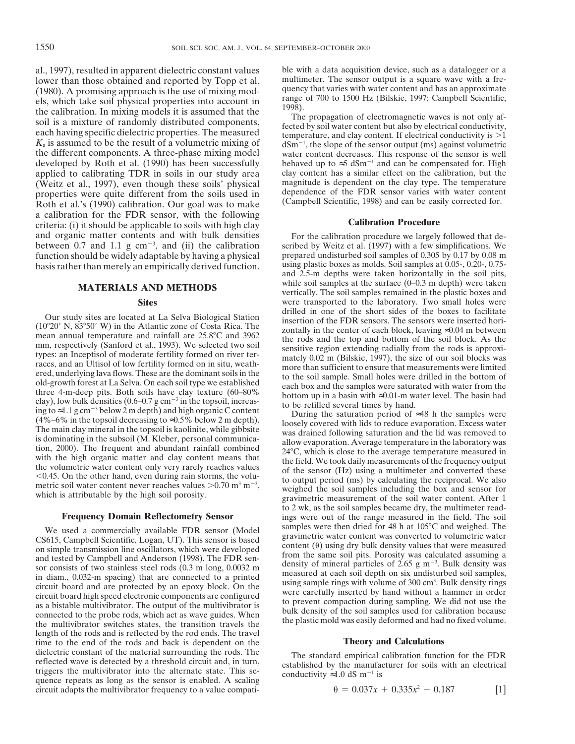al., 1997), resulted in apparent dielectric constant values lower than those obtained and reported by Topp et al. (1980). A promising approach is the use of mixing models, which take soil physical properties into account in the calibration. In mixing models it is assumed that the soil is a mixture of randomly distributed components, each having specific dielectric properties. The measured $K_a$ is assumed to be the result of a volumetric mixing of the different components. A three-phase mixing model developed by Roth et al. (1990) has been successfully applied to calibrating TDR in soils in our study area (Weitz et al., 1997), even though these soils' physical properties were quite different from the soils used in Roth et al.'s (1990) calibration. Our goal was to make a calibration for the FDR sensor, with the following criteria: (i) it should be applicable to soils with high clay and organic matter contents and with bulk densities between 0.7 and 1.1 g cm$^{-3}$, and (ii) the calibration function should be widely adaptable by having a physical basis rather than merely an empirically derived function.

## MATERIALS AND METHODS

### Sites

Our study sites are located at La Selva Biological Station (10°20′ N, 83°50′ W) in the Atlantic zone of Costa Rica. The mean annual temperature and rainfall are 25.8°C and 3962 mm, respectively (Sanford et al., 1993). We selected two soil types: an Inceptisol of moderate fertility formed on river terraces, and an Ultisol of low fertility formed on in situ, weathered, underlying lava flows. These are the dominant soils in the old-growth forest at La Selva. On each soil type we established three 4-m-deep pits. Both soils have clay texture (60–80% clay), low bulk densities (0.6–0.7 g cm$^{-3}$ in the topsoil, increasing to ≈1.1 g cm$^{-3}$ below 2 m depth) and high organic C content (4%–6% in the topsoil decreasing to ≈0.5% below 2 m depth). The main clay mineral in the topsoil is kaolinite, while gibbsite is dominating in the subsoil (M. Kleber, personal communication, 2000). The frequent and abundant rainfall combined with the high organic matter and clay content means that the volumetric water content only very rarely reaches values <0.45. On the other hand, even during rain storms, the volumetric soil water content never reaches values >0.70 m$^3$ m$^{-3}$, which is attributable by the high soil porosity.

### Frequency Domain Reflectometry Sensor

We used a commercially available FDR sensor (Model CS615, Campbell Scientific, Logan, UT). This sensor is based on simple transmission line oscillators, which were developed and tested by Campbell and Anderson (1998). The FDR sensor consists of two stainless steel rods (0.3 m long, 0.0032 m in diam., 0.032-m spacing) that are connected to a printed circuit board and are protected by an epoxy block. On the circuit board high speed electronic components are configured as a bistable multivibrator. The output of the multivibrator is connected to the probe rods, which act as wave guides. When the multivibrator switches states, the transition travels the length of the rods and is reflected by the rod ends. The travel time to the end of the rods and back is dependent on the dielectric constant of the material surrounding the rods. The reflected wave is detected by a threshold circuit and, in turn, triggers the multivibrator into the alternate state. This sequence repeats as long as the sensor is enabled. A scaling circuit adapts the multivibrator frequency to a value compatible with a data acquisition device, such as a datalogger or a multimeter. The sensor output is a square wave with a frequency that varies with water content and has an approximate range of 700 to 1500 Hz (Bilskie, 1997; Campbell Scientific, 1998).

The propagation of electromagnetic waves is not only affected by soil water content but also by electrical conductivity, temperature, and clay content. If electrical conductivity is >1 dSm$^{-1}$, the slope of the sensor output (ms) against volumetric water content decreases. This response of the sensor is well behaved up to ≈5 dSm$^{-1}$ and can be compensated for. High clay content has a similar effect on the calibration, but the magnitude is dependent on the clay type. The temperature dependence of the FDR sensor varies with water content (Campbell Scientific, 1998) and can be easily corrected for.

## Calibration Procedure

For the calibration procedure we largely followed that described by Weitz et al. (1997) with a few simplifications. We prepared undisturbed soil samples of 0.305 by 0.17 by 0.08 m using plastic boxes as molds. Soil samples at 0.05-, 0.20-, 0.75- and 2.5-m depths were taken horizontally in the soil pits, while soil samples at the surface (0–0.3 m depth) were taken vertically. The soil samples remained in the plastic boxes and were transported to the laboratory. Two small holes were drilled in one of the short sides of the boxes to facilitate insertion of the FDR sensors. The sensors were inserted horizontally in the center of each block, leaving ≈0.04 m between the rods and the top and bottom of the soil block. As the sensitive region extending radially from the rods is approximately 0.02 m (Bilskie, 1997), the size of our soil blocks was more than sufficient to ensure that measurements were limited to the soil sample. Small holes were drilled in the bottom of each box and the samples were saturated with water from the bottom up in a basin with ≈0.01-m water level. The basin had to be refilled several times by hand.

During the saturation period of ≈48 h the samples were loosely covered with lids to reduce evaporation. Excess water was drained following saturation and the lid was removed to allow evaporation. Average temperature in the laboratory was 24°C, which is close to the average temperature measured in the field. We took daily measurements of the frequency output of the sensor (Hz) using a multimeter and converted these to output period (ms) by calculating the reciprocal. We also weighed the soil samples including the box and sensor for gravimetric measurement of the soil water content. After 1 to 2 wk, as the soil samples became dry, the multimeter readings were out of the range measured in the field. The soil samples were then dried for 48 h at 105°C and weighed. The gravimetric water content was converted to volumetric water content ($\theta$) using dry bulk density values that were measured from the same soil pits. Porosity was calculated assuming a density of mineral particles of 2.65 g m$^{-3}$. Bulk density was measured at each soil depth on six undisturbed soil samples, using sample rings with volume of 300 cm$^3$. Bulk density rings were carefully inserted by hand without a hammer in order to prevent compaction during sampling. We did not use the bulk density of the soil samples used for calibration because the plastic mold was easily deformed and had no fixed volume.

## Theory and Calculations

The standard empirical calibration function for the FDR established by the manufacturer for soils with an electrical conductivity ≈1.0 dS m$^{-1}$ is

$$\theta = 0.037x + 0.335x^2 - 0.187 \qquad [1]$$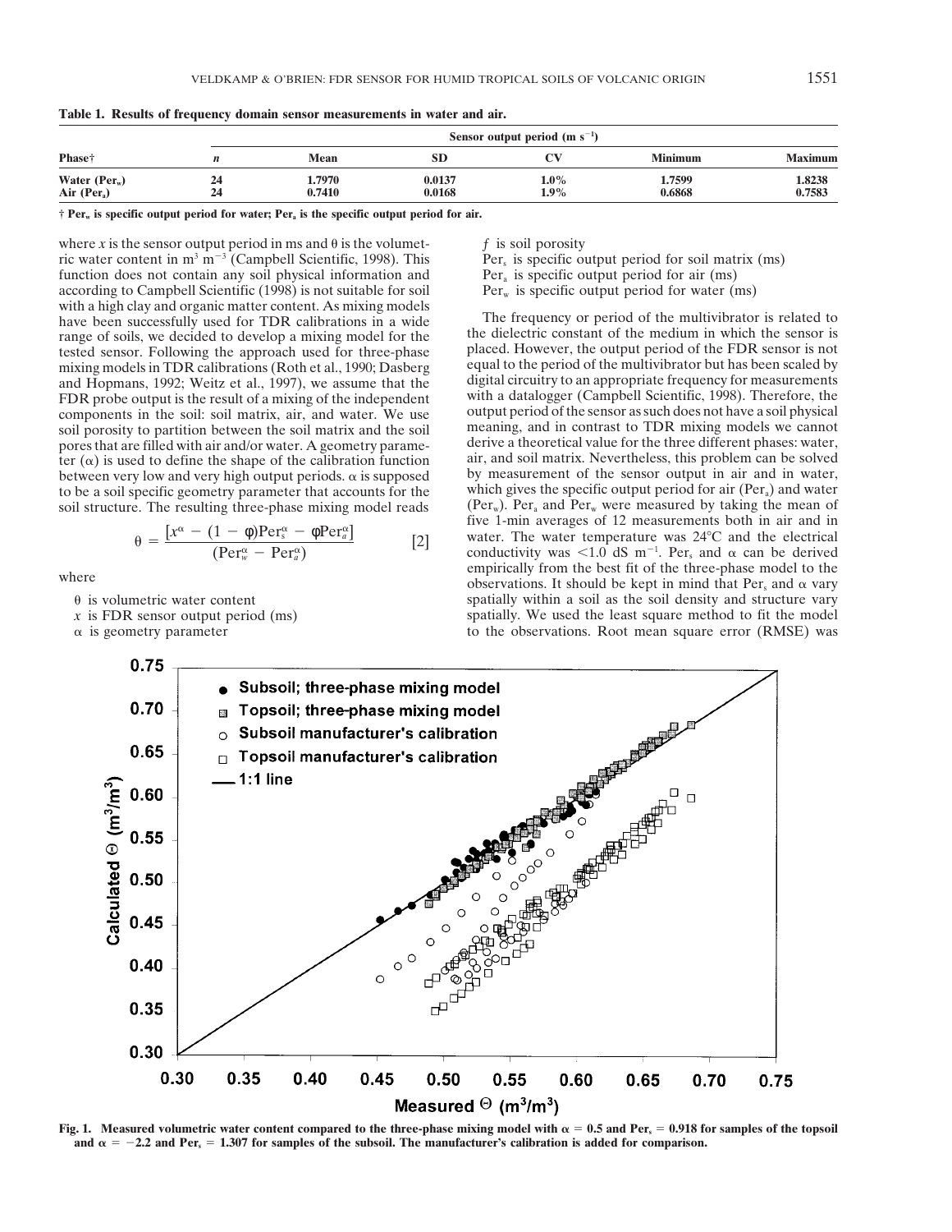**Table 1. Results of frequency domain sensor measurements in water and air.**

| Phase† | Sensor output period (m s$^{-1}$) | | | | | |
|---|---|---|---|---|---|---|
| | $n$ | Mean | SD | CV | Minimum | Maximum |
| Water ($Per_w$) | 24 | 1.7970 | 0.0137 | 1.0% | 1.7599 | 1.8238 |
| Air ($Per_a$) | 24 | 0.7410 | 0.0168 | 1.9% | 0.6868 | 0.7583 |

† $Per_w$ is specific output period for water; $Per_a$ is the specific output period for air.

where $x$ is the sensor output period in ms and $\theta$ is the volumetric water content in m$^3$ m$^{-3}$ (Campbell Scientific, 1998). This function does not contain any soil physical information and according to Campbell Scientific (1998) is not suitable for soil with a high clay and organic matter content. As mixing models have been successfully used for TDR calibrations in a wide range of soils, we decided to develop a mixing model for the tested sensor. Following the approach used for three-phase mixing models in TDR calibrations (Roth et al., 1990; Dasberg and Hopmans, 1992; Weitz et al., 1997), we assume that the FDR probe output is the result of a mixing of the independent components in the soil: soil matrix, air, and water. We use soil porosity to partition between the soil matrix and the soil pores that are filled with air and/or water. A geometry parameter ($\alpha$) is used to define the shape of the calibration function between very low and very high output periods. $\alpha$ is supposed to be a soil specific geometry parameter that accounts for the soil structure. The resulting three-phase mixing model reads

$$\theta = \frac{[x^{\alpha} - (1 - \phi)Per_s^{\alpha} - \phi Per_a^{\alpha}]}{(Per_w^{\alpha} - Per_a^{\alpha})} \qquad [2]$$

where

$\theta$ is volumetric water content
$x$ is FDR sensor output period (ms)
$\alpha$ is geometry parameter
$f$ is soil porosity
$Per_s$ is specific output period for soil matrix (ms)
$Per_a$ is specific output period for air (ms)
$Per_w$ is specific output period for water (ms)

The frequency or period of the multivibrator is related to the dielectric constant of the medium in which the sensor is placed. However, the output period of the FDR sensor is not equal to the period of the multivibrator but has been scaled by digital circuitry to an appropriate frequency for measurements with a datalogger (Campbell Scientific, 1998). Therefore, the output period of the sensor as such does not have a soil physical meaning, and in contrast to TDR mixing models we cannot derive a theoretical value for the three different phases: water, air, and soil matrix. Nevertheless, this problem can be solved by measurement of the sensor output in air and in water, which gives the specific output period for air ($Per_a$) and water ($Per_w$). $Per_a$ and $Per_w$ were measured by taking the mean of five 1-min averages of 12 measurements both in air and in water. The water temperature was 24°C and the electrical conductivity was <1.0 dS m$^{-1}$. $Per_s$ and $\alpha$ can be derived empirically from the best fit of the three-phase model to the observations. It should be kept in mind that $Per_s$ and $\alpha$ vary spatially within a soil as the soil density and structure vary spatially. We used the least square method to fit the model to the observations. Root mean square error (RMSE) was

Subsoil; three-phase mixing model
Topsoil; three-phase mixing model
Subsoil manufacturer's calibration
Topsoil manufacturer's calibration
1:1 line

Calculated $\Theta$ (m$^3$/m$^3$)
0.30 0.35 0.40 0.45 0.50 0.55 0.60 0.65 0.70 0.75

Measured $\Theta$ (m$^3$/m$^3$)
0.30 0.35 0.40 0.45 0.50 0.55 0.60 0.65 0.70 0.75

**Fig. 1. Measured volumetric water content compared to the three-phase mixing model with $\alpha = 0.5$ and $Per_s = 0.918$ for samples of the topsoil and $\alpha = -2.2$ and $Per_s = 1.307$ for samples of the subsoil. The manufacturer's calibration is added for comparison.**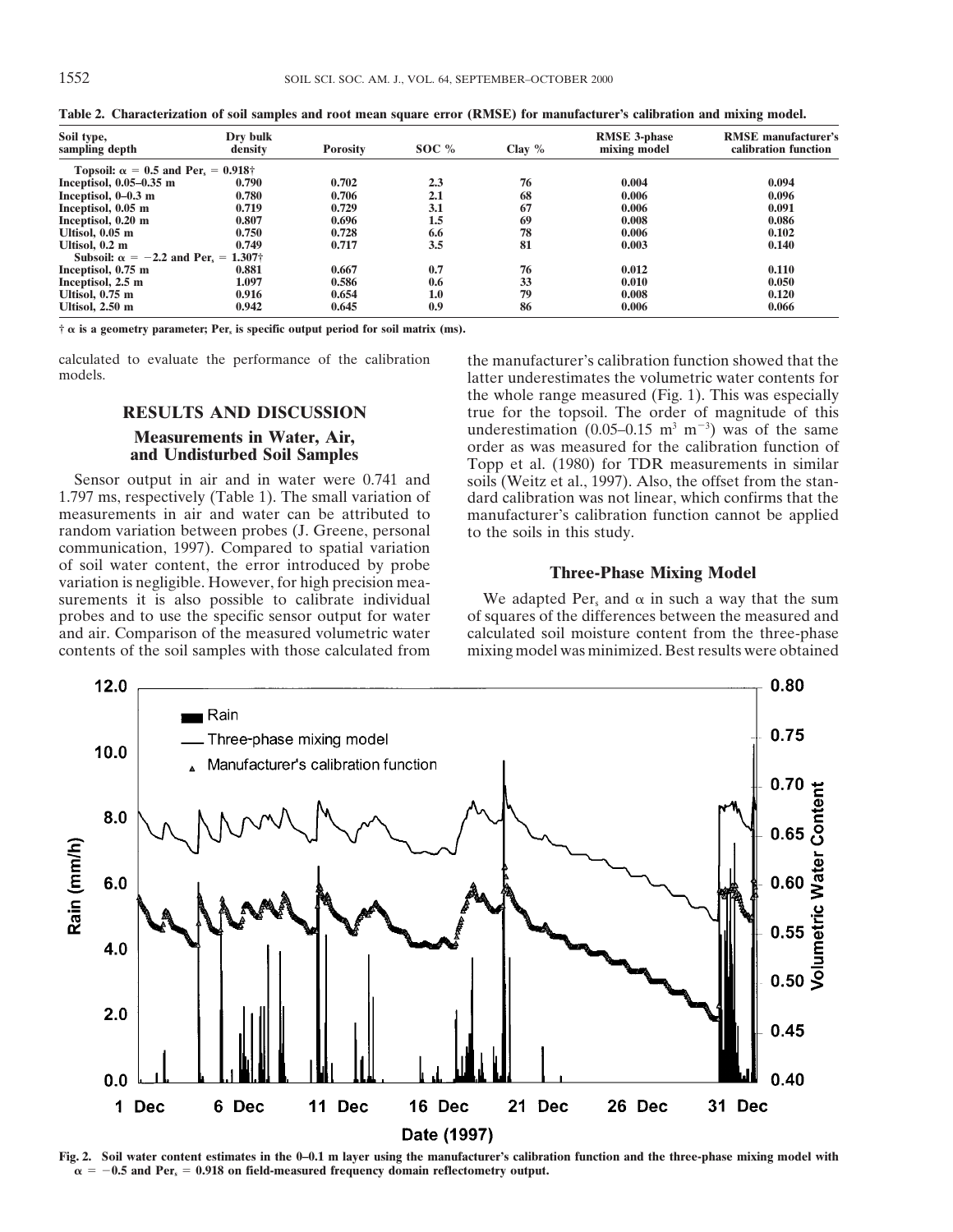Table 2. Characterization of soil samples and root mean square error (RMSE) for manufacturer's calibration and mixing model.

| Soil type, sampling depth | Dry bulk density | Porosity | SOC % | Clay % | RMSE 3-phase mixing model | RMSE manufacturer's calibration function |
|---|---|---|---|---|---|---|
| Topsoil: $\alpha = 0.5$ and $Per_s = 0.918$† | | | | | | |
| Inceptisol, 0.05–0.35 m | 0.790 | 0.702 | 2.3 | 76 | 0.004 | 0.094 |
| Inceptisol, 0–0.3 m | 0.780 | 0.706 | 2.1 | 68 | 0.006 | 0.096 |
| Inceptisol, 0.05 m | 0.719 | 0.729 | 3.1 | 67 | 0.006 | 0.091 |
| Inceptisol, 0.20 m | 0.807 | 0.696 | 1.5 | 69 | 0.008 | 0.086 |
| Ultisol, 0.05 m | 0.750 | 0.728 | 6.6 | 78 | 0.006 | 0.102 |
| Ultisol, 0.2 m | 0.749 | 0.717 | 3.5 | 81 | 0.003 | 0.140 |
| Subsoil: $\alpha = -2.2$ and $Per_s = 1.307$† | | | | | | |
| Inceptisol, 0.75 m | 0.881 | 0.667 | 0.7 | 76 | 0.012 | 0.110 |
| Inceptisol, 2.5 m | 1.097 | 0.586 | 0.6 | 33 | 0.010 | 0.050 |
| Ultisol, 0.75 m | 0.916 | 0.654 | 1.0 | 79 | 0.008 | 0.120 |
| Ultisol, 2.50 m | 0.942 | 0.645 | 0.9 | 86 | 0.006 | 0.066 |

† $\alpha$ is a geometry parameter; $Per_s$ is specific output period for soil matrix (ms).

calculated to evaluate the performance of the calibration models.

## RESULTS AND DISCUSSION

### Measurements in Water, Air, and Undisturbed Soil Samples

Sensor output in air and in water were 0.741 and 1.797 ms, respectively (Table 1). The small variation of measurements in air and water can be attributed to random variation between probes (J. Greene, personal communication, 1997). Compared to spatial variation of soil water content, the error introduced by probe variation is negligible. However, for high precision measurements it is also possible to calibrate individual probes and to use the specific sensor output for water and air. Comparison of the measured volumetric water contents of the soil samples with those calculated from the manufacturer's calibration function showed that the latter underestimates the volumetric water contents for the whole range measured (Fig. 1). This was especially true for the topsoil. The order of magnitude of this underestimation (0.05–0.15 $m^3 m^{-3}$) was of the same order as was measured for the calibration function of Topp et al. (1980) for TDR measurements in similar soils (Weitz et al., 1997). Also, the offset from the standard calibration was not linear, which confirms that the manufacturer's calibration function cannot be applied to the soils in this study.

### Three-Phase Mixing Model

We adapted $Per_s$ and $\alpha$ in such a way that the sum of squares of the differences between the measured and calculated soil moisture content from the three-phase mixing model was minimized. Best results were obtained

Rain
Three-phase mixing model
Manufacturer's calibration function

Rain (mm/h)
Volumetric Water Content
Date (1997)

12.0
10.0
8.0
6.0
4.0
2.0
0.0

0.80
0.75
0.70
0.65
0.60
0.55
0.50
0.45
0.40

1 Dec
6 Dec
11 Dec
16 Dec
21 Dec
26 Dec
31 Dec

Fig. 2. Soil water content estimates in the 0–0.1 m layer using the manufacturer's calibration function and the three-phase mixing model with $\alpha = -0.5$ and $Per_s = 0.918$ on field-measured frequency domain reflectometry output.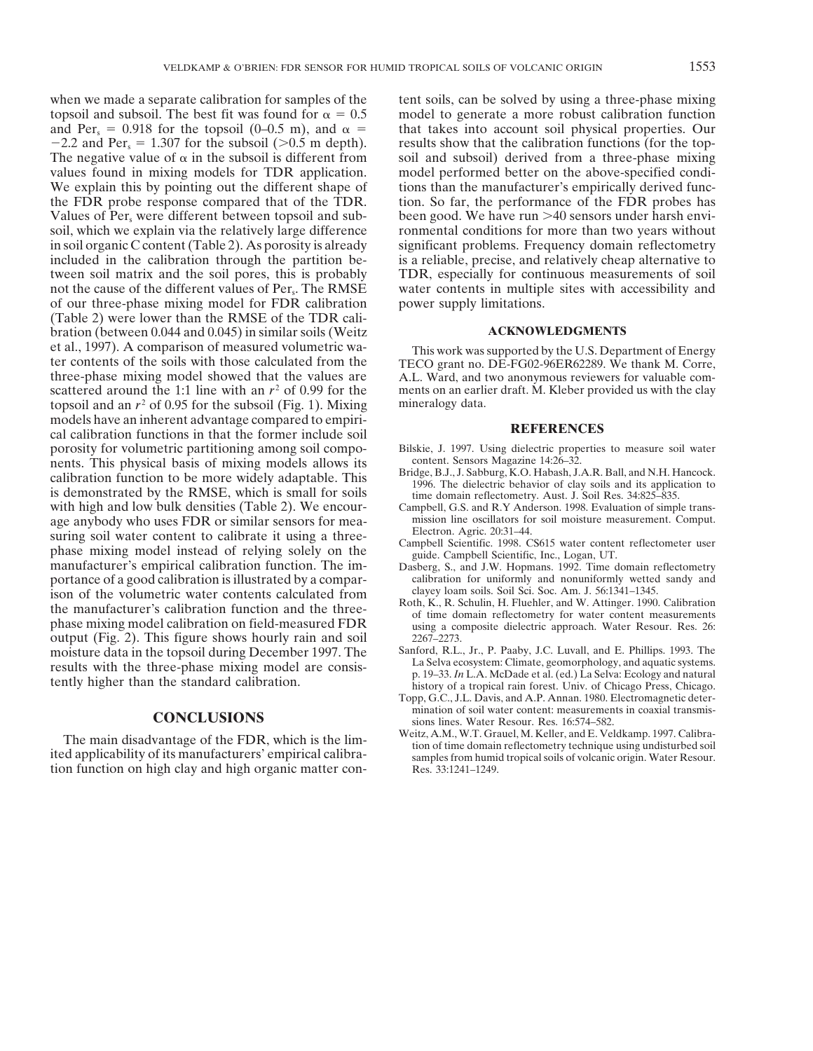when we made a separate calibration for samples of the topsoil and subsoil. The best fit was found for $\alpha = 0.5$ and $\text{Per}_s = 0.918$ for the topsoil (0–0.5 m), and $\alpha = -2.2$ and $\text{Per}_s = 1.307$ for the subsoil (>0.5 m depth). The negative value of $\alpha$ in the subsoil is different from values found in mixing models for TDR application. We explain this by pointing out the different shape of the FDR probe response compared that of the TDR. Values of $\text{Per}_s$ were different between topsoil and subsoil, which we explain via the relatively large difference in soil organic C content (Table 2). As porosity is already included in the calibration through the partition between soil matrix and the soil pores, this is probably not the cause of the different values of $\text{Per}_s$. The RMSE of our three-phase mixing model for FDR calibration (Table 2) were lower than the RMSE of the TDR calibration (between 0.044 and 0.045) in similar soils (Weitz et al., 1997). A comparison of measured volumetric water contents of the soils with those calculated from the three-phase mixing model showed that the values are scattered around the 1:1 line with an $r^2$ of 0.99 for the topsoil and an $r^2$ of 0.95 for the subsoil (Fig. 1). Mixing models have an inherent advantage compared to empirical calibration functions in that the former include soil porosity for volumetric partitioning among soil components. This physical basis of mixing models allows its calibration function to be more widely adaptable. This is demonstrated by the RMSE, which is small for soils with high and low bulk densities (Table 2). We encourage anybody who uses FDR or similar sensors for measuring soil water content to calibrate it using a three-phase mixing model instead of relying solely on the manufacturer's empirical calibration function. The importance of a good calibration is illustrated by a comparison of the volumetric water contents calculated from the manufacturer's calibration function and the three-phase mixing model calibration on field-measured FDR output (Fig. 2). This figure shows hourly rain and soil moisture data in the topsoil during December 1997. The results with the three-phase mixing model are consistently higher than the standard calibration.

## CONCLUSIONS

The main disadvantage of the FDR, which is the limited applicability of its manufacturers' empirical calibration function on high clay and high organic matter content soils, can be solved by using a three-phase mixing model to generate a more robust calibration function that takes into account soil physical properties. Our results show that the calibration functions (for the topsoil and subsoil) derived from a three-phase mixing model performed better on the above-specified conditions than the manufacturer's empirically derived function. So far, the performance of the FDR probes has been good. We have run >40 sensors under harsh environmental conditions for more than two years without significant problems. Frequency domain reflectometry is a reliable, precise, and relatively cheap alternative to TDR, especially for continuous measurements of soil water contents in multiple sites with accessibility and power supply limitations.

## ACKNOWLEDGMENTS

This work was supported by the U.S. Department of Energy TECO grant no. DE-FG02-96ER62289. We thank M. Corre, A.L. Ward, and two anonymous reviewers for valuable comments on an earlier draft. M. Kleber provided us with the clay mineralogy data.

## REFERENCES

Bilskie, J. 1997. Using dielectric properties to measure soil water content. Sensors Magazine 14:26–32.

Bridge, B.J., J. Sabburg, K.O. Habash, J.A.R. Ball, and N.H. Hancock. 1996. The dielectric behavior of clay soils and its application to time domain reflectometry. Aust. J. Soil Res. 34:825–835.

Campbell, G.S. and R.Y Anderson. 1998. Evaluation of simple transmission line oscillators for soil moisture measurement. Comput. Electron. Agric. 20:31–44.

Campbell Scientific. 1998. CS615 water content reflectometer user guide. Campbell Scientific, Inc., Logan, UT.

Dasberg, S., and J.W. Hopmans. 1992. Time domain reflectometry calibration for uniformly and nonuniformly wetted sandy and clayey loam soils. Soil Sci. Soc. Am. J. 56:1341–1345.

Roth, K., R. Schulin, H. Fluehler, and W. Attinger. 1990. Calibration of time domain reflectometry for water content measurements using a composite dielectric approach. Water Resour. Res. 26: 2267–2273.

Sanford, R.L., Jr., P. Paaby, J.C. Luvall, and E. Phillips. 1993. The La Selva ecosystem: Climate, geomorphology, and aquatic systems. p. 19–33. *In* L.A. McDade et al. (ed.) La Selva: Ecology and natural history of a tropical rain forest. Univ. of Chicago Press, Chicago.

Topp, G.C., J.L. Davis, and A.P. Annan. 1980. Electromagnetic determination of soil water content: measurements in coaxial transmissions lines. Water Resour. Res. 16:574–582.

Weitz, A.M., W.T. Grauel, M. Keller, and E. Veldkamp. 1997. Calibration of time domain reflectometry technique using undisturbed soil samples from humid tropical soils of volcanic origin. Water Resour. Res. 33:1241–1249.